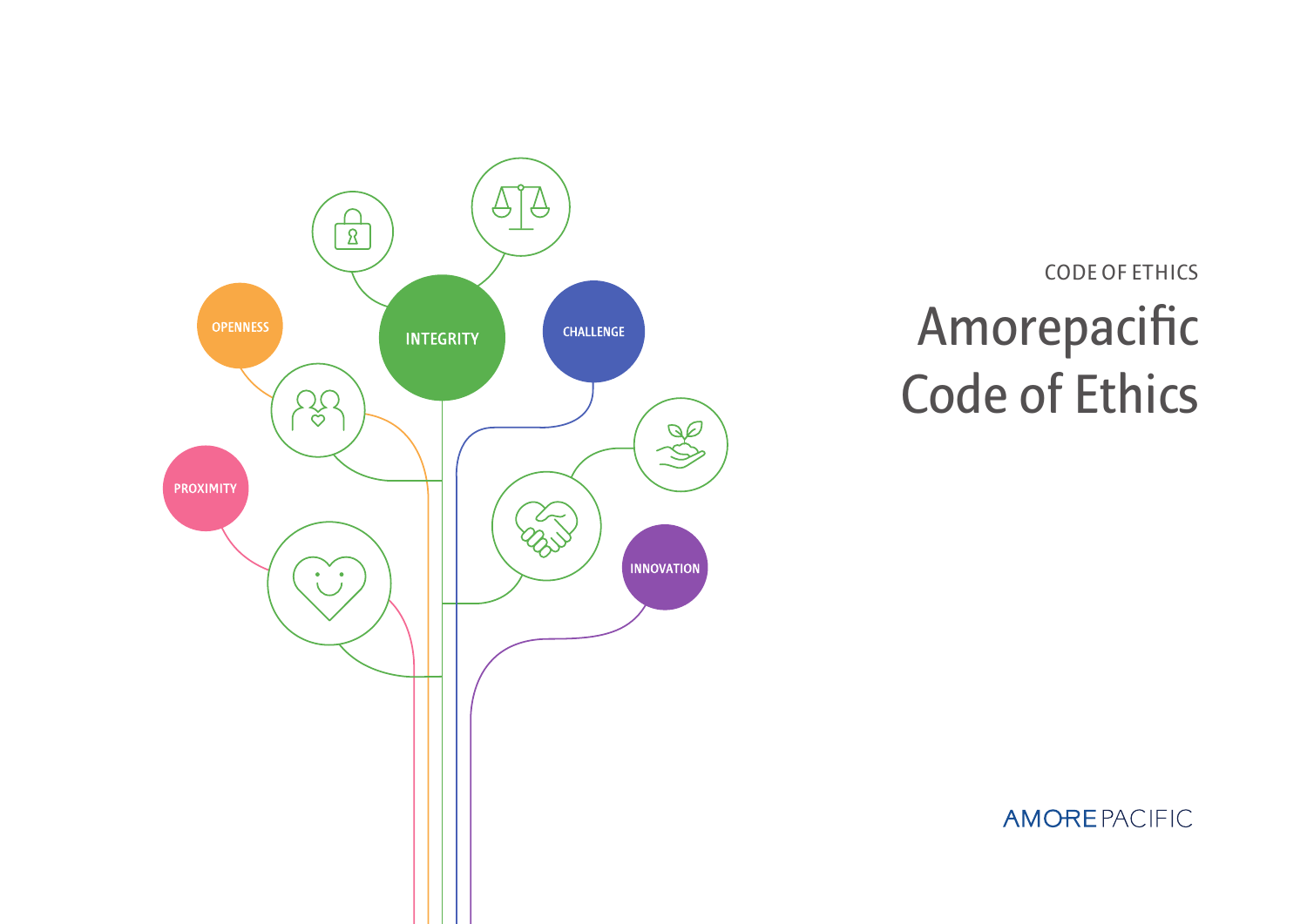OPENNESS

INTEGRITY

CHALLENGE

PROXIMITY

INNOVATION

CODE OF ETHICS

# Amorepacific Code of Ethics

AMOREPACIFIC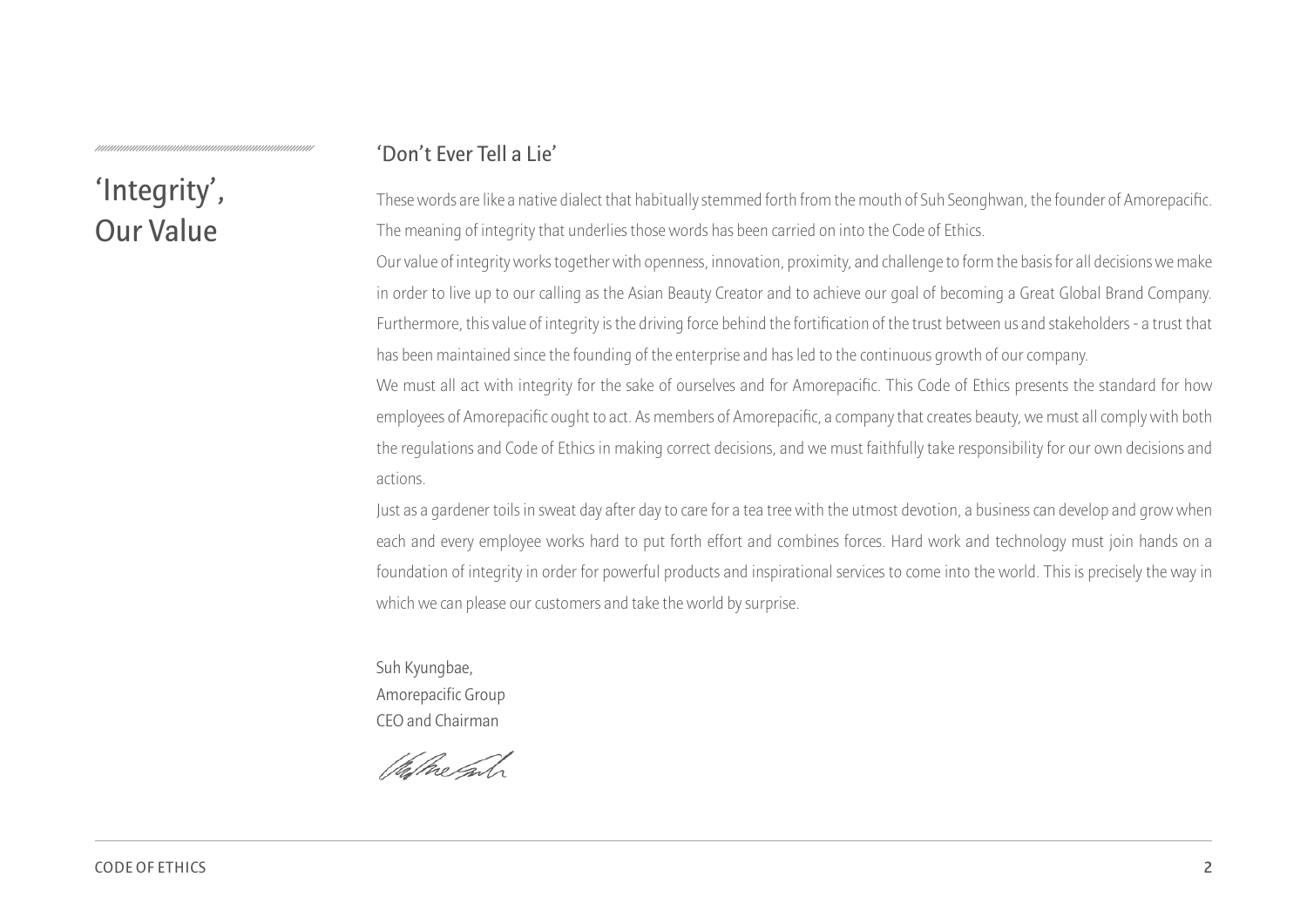# 'Integrity', Our Value

## 'Don't Ever Tell a Lie'

These words are like a native dialect that habitually stemmed forth from the mouth of Suh Seonghwan, the founder of Amorepacific. The meaning of integrity that underlies those words has been carried on into the Code of Ethics.

Our value of integrity works together with openness, innovation, proximity, and challenge to form the basis for all decisions we make in order to live up to our calling as the Asian Beauty Creator and to achieve our goal of becoming a Great Global Brand Company. Furthermore, this value of integrity is the driving force behind the fortification of the trust between us and stakeholders - a trust that has been maintained since the founding of the enterprise and has led to the continuous growth of our company.

We must all act with integrity for the sake of ourselves and for Amorepacific. This Code of Ethics presents the standard for how employees of Amorepacific ought to act. As members of Amorepacific, a company that creates beauty, we must all comply with both the regulations and Code of Ethics in making correct decisions, and we must faithfully take responsibility for our own decisions and actions.

Just as a gardener toils in sweat day after day to care for a tea tree with the utmost devotion, a business can develop and grow when each and every employee works hard to put forth effort and combines forces. Hard work and technology must join hands on a foundation of integrity in order for powerful products and inspirational services to come into the world. This is precisely the way in which we can please our customers and take the world by surprise.

Suh Kyungbae,
Amorepacific Group
CEO and Chairman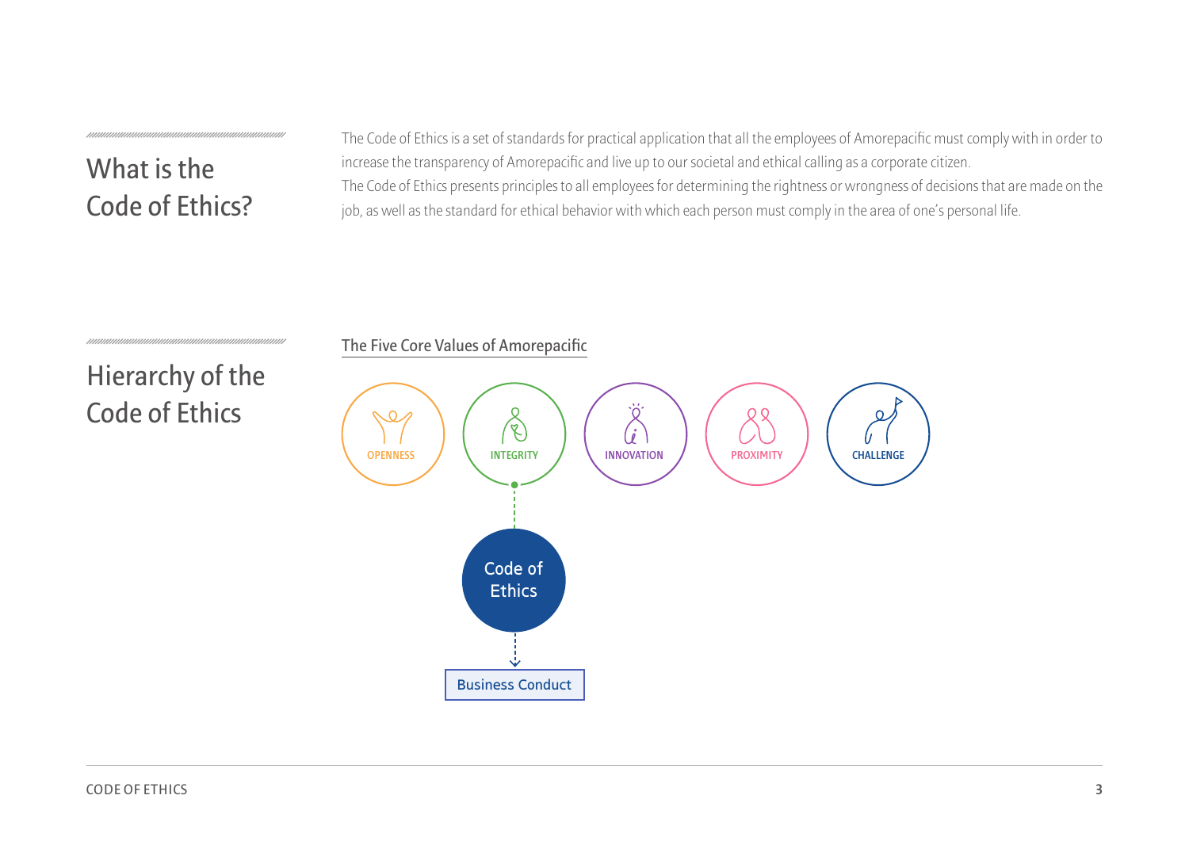## What is the Code of Ethics?

The Code of Ethics is a set of standards for practical application that all the employees of Amorepacific must comply with in order to increase the transparency of Amorepacific and live up to our societal and ethical calling as a corporate citizen.
The Code of Ethics presents principles to all employees for determining the rightness or wrongness of decisions that are made on the job, as well as the standard for ethical behavior with which each person must comply in the area of one's personal life.

## Hierarchy of the Code of Ethics

The Five Core Values of Amorepacific

OPENNESS

INTEGRITY

INNOVATION

PROXIMITY

CHALLENGE

Code of Ethics

Business Conduct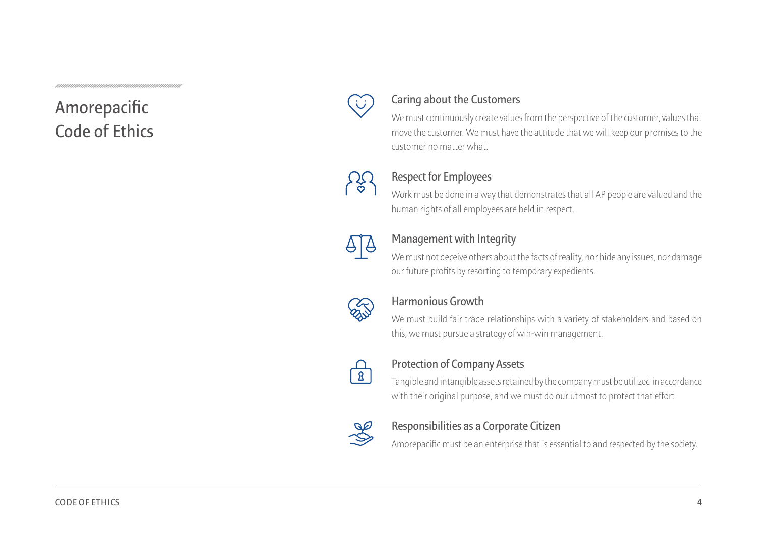# Amorepacific Code of Ethics

## Caring about the Customers

We must continuously create values from the perspective of the customer, values that move the customer. We must have the attitude that we will keep our promises to the customer no matter what.

## Respect for Employees

Work must be done in a way that demonstrates that all AP people are valued and the human rights of all employees are held in respect.

## Management with Integrity

We must not deceive others about the facts of reality, nor hide any issues, nor damage our future profits by resorting to temporary expedients.

## Harmonious Growth

We must build fair trade relationships with a variety of stakeholders and based on this, we must pursue a strategy of win-win management.

## Protection of Company Assets

Tangible and intangible assets retained by the company must be utilized in accordance with their original purpose, and we must do our utmost to protect that effort.

## Responsibilities as a Corporate Citizen

Amorepacific must be an enterprise that is essential to and respected by the society.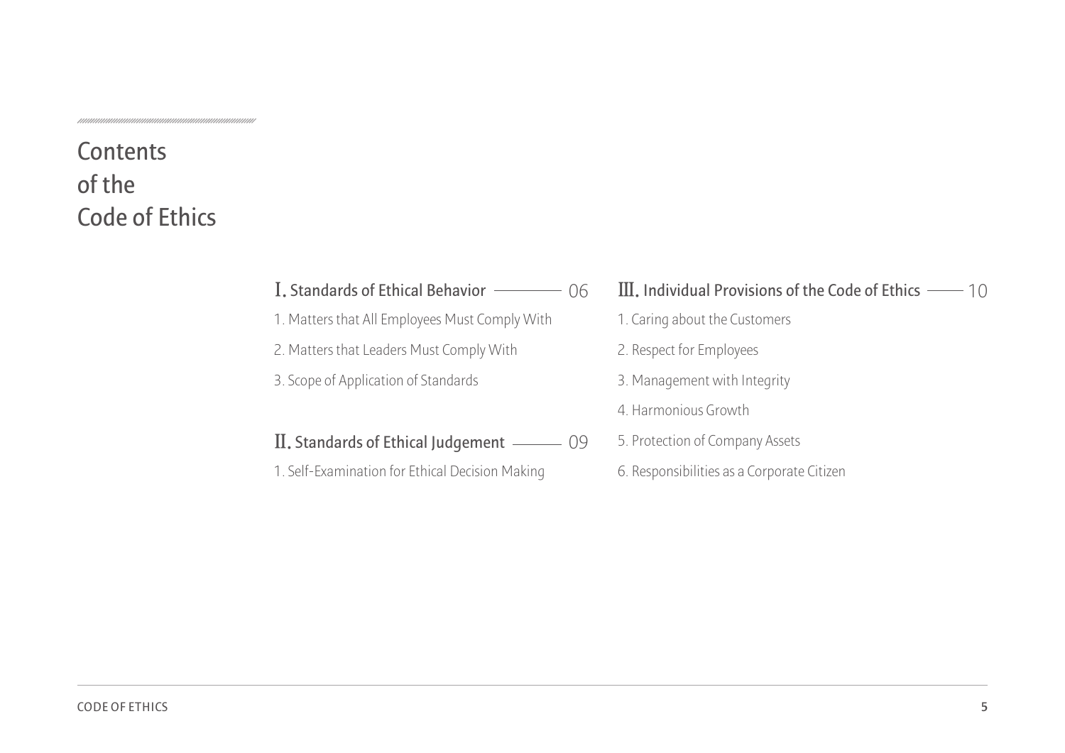# Contents of the Code of Ethics

## Ⅰ. Standards of Ethical Behavior — 06

1. Matters that All Employees Must Comply With
2. Matters that Leaders Must Comply With
3. Scope of Application of Standards

## Ⅱ. Standards of Ethical Judgement — 09

1. Self-Examination for Ethical Decision Making

## Ⅲ. Individual Provisions of the Code of Ethics — 10

1. Caring about the Customers
2. Respect for Employees
3. Management with Integrity
4. Harmonious Growth
5. Protection of Company Assets
6. Responsibilities as a Corporate Citizen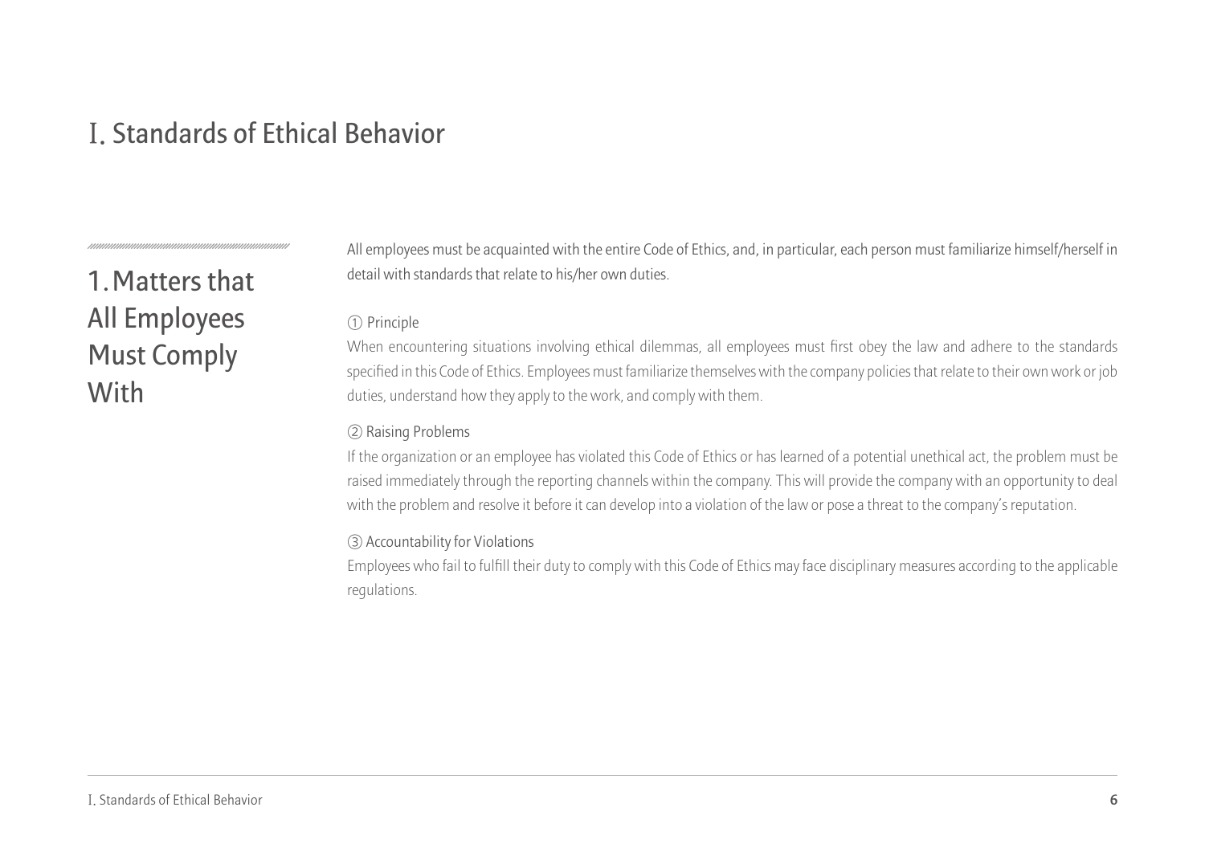# Ⅰ. Standards of Ethical Behavior

## 1. Matters that All Employees Must Comply With

All employees must be acquainted with the entire Code of Ethics, and, in particular, each person must familiarize himself/herself in detail with standards that relate to his/her own duties.

① Principle

When encountering situations involving ethical dilemmas, all employees must first obey the law and adhere to the standards specified in this Code of Ethics. Employees must familiarize themselves with the company policies that relate to their own work or job duties, understand how they apply to the work, and comply with them.

② Raising Problems

If the organization or an employee has violated this Code of Ethics or has learned of a potential unethical act, the problem must be raised immediately through the reporting channels within the company. This will provide the company with an opportunity to deal with the problem and resolve it before it can develop into a violation of the law or pose a threat to the company's reputation.

③ Accountability for Violations

Employees who fail to fulfill their duty to comply with this Code of Ethics may face disciplinary measures according to the applicable regulations.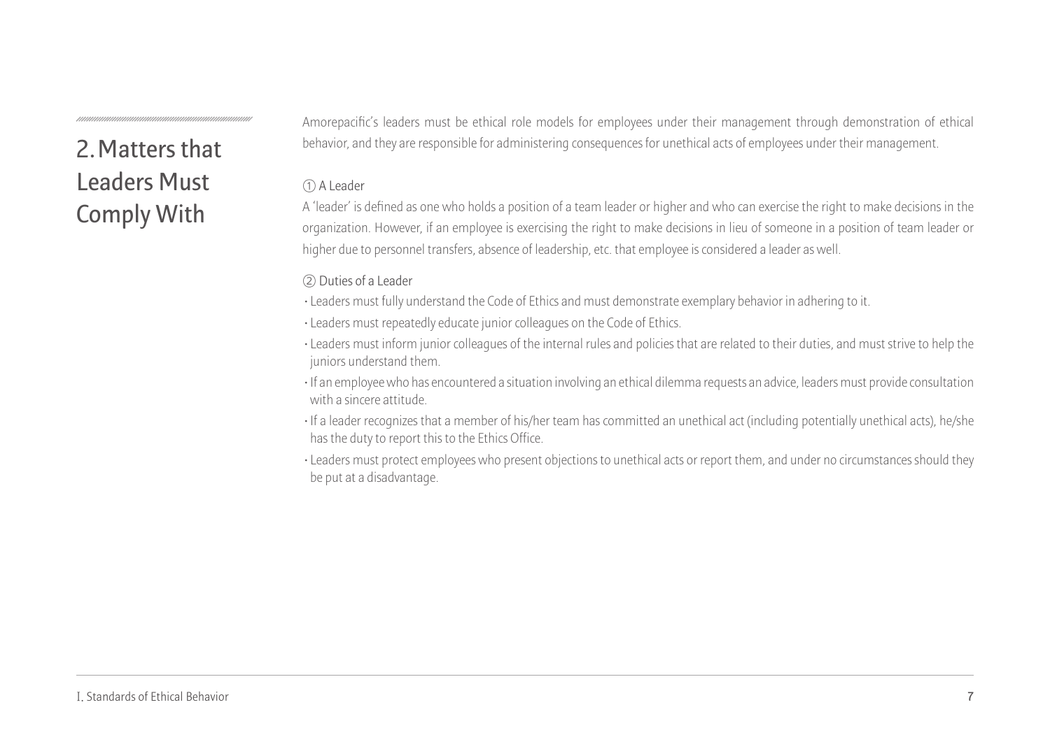## 2. Matters that Leaders Must Comply With

Amorepacific's leaders must be ethical role models for employees under their management through demonstration of ethical behavior, and they are responsible for administering consequences for unethical acts of employees under their management.

① A Leader

A 'leader' is defined as one who holds a position of a team leader or higher and who can exercise the right to make decisions in the organization. However, if an employee is exercising the right to make decisions in lieu of someone in a position of team leader or higher due to personnel transfers, absence of leadership, etc. that employee is considered a leader as well.

② Duties of a Leader

- Leaders must fully understand the Code of Ethics and must demonstrate exemplary behavior in adhering to it.
- Leaders must repeatedly educate junior colleagues on the Code of Ethics.
- Leaders must inform junior colleagues of the internal rules and policies that are related to their duties, and must strive to help the juniors understand them.
- If an employee who has encountered a situation involving an ethical dilemma requests an advice, leaders must provide consultation with a sincere attitude.
- If a leader recognizes that a member of his/her team has committed an unethical act (including potentially unethical acts), he/she has the duty to report this to the Ethics Office.
- Leaders must protect employees who present objections to unethical acts or report them, and under no circumstances should they be put at a disadvantage.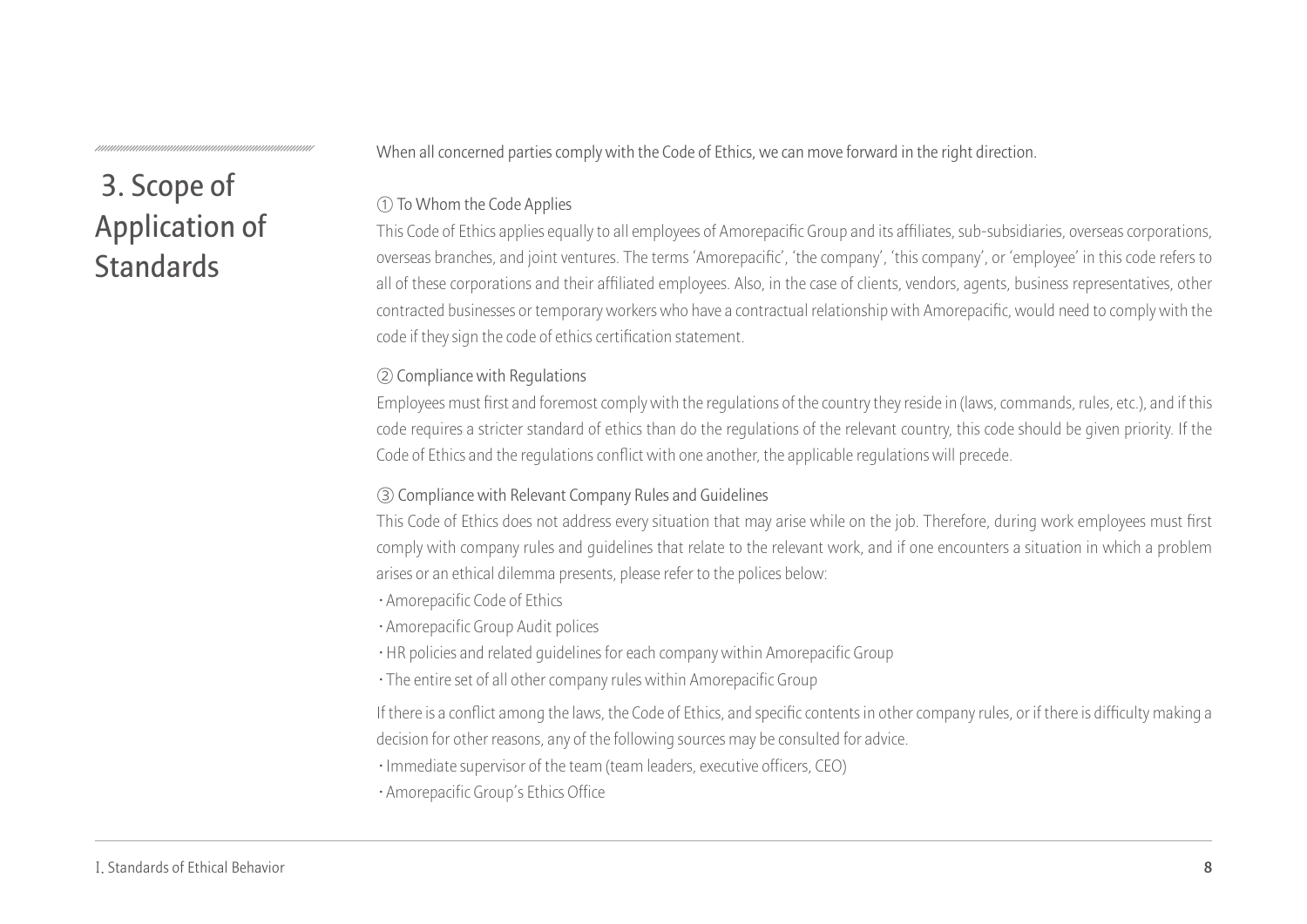# 3. Scope of Application of Standards

When all concerned parties comply with the Code of Ethics, we can move forward in the right direction.

① To Whom the Code Applies

This Code of Ethics applies equally to all employees of Amorepacific Group and its affiliates, sub-subsidiaries, overseas corporations, overseas branches, and joint ventures. The terms 'Amorepacific', 'the company', 'this company', or 'employee' in this code refers to all of these corporations and their affiliated employees. Also, in the case of clients, vendors, agents, business representatives, other contracted businesses or temporary workers who have a contractual relationship with Amorepacific, would need to comply with the code if they sign the code of ethics certification statement.

② Compliance with Regulations

Employees must first and foremost comply with the regulations of the country they reside in (laws, commands, rules, etc.), and if this code requires a stricter standard of ethics than do the regulations of the relevant country, this code should be given priority. If the Code of Ethics and the regulations conflict with one another, the applicable regulations will precede.

③ Compliance with Relevant Company Rules and Guidelines

This Code of Ethics does not address every situation that may arise while on the job. Therefore, during work employees must first comply with company rules and guidelines that relate to the relevant work, and if one encounters a situation in which a problem arises or an ethical dilemma presents, please refer to the polices below:

- Amorepacific Code of Ethics
- Amorepacific Group Audit polices
- HR policies and related guidelines for each company within Amorepacific Group
- The entire set of all other company rules within Amorepacific Group

If there is a conflict among the laws, the Code of Ethics, and specific contents in other company rules, or if there is difficulty making a decision for other reasons, any of the following sources may be consulted for advice.

- Immediate supervisor of the team (team leaders, executive officers, CEO)
- Amorepacific Group's Ethics Office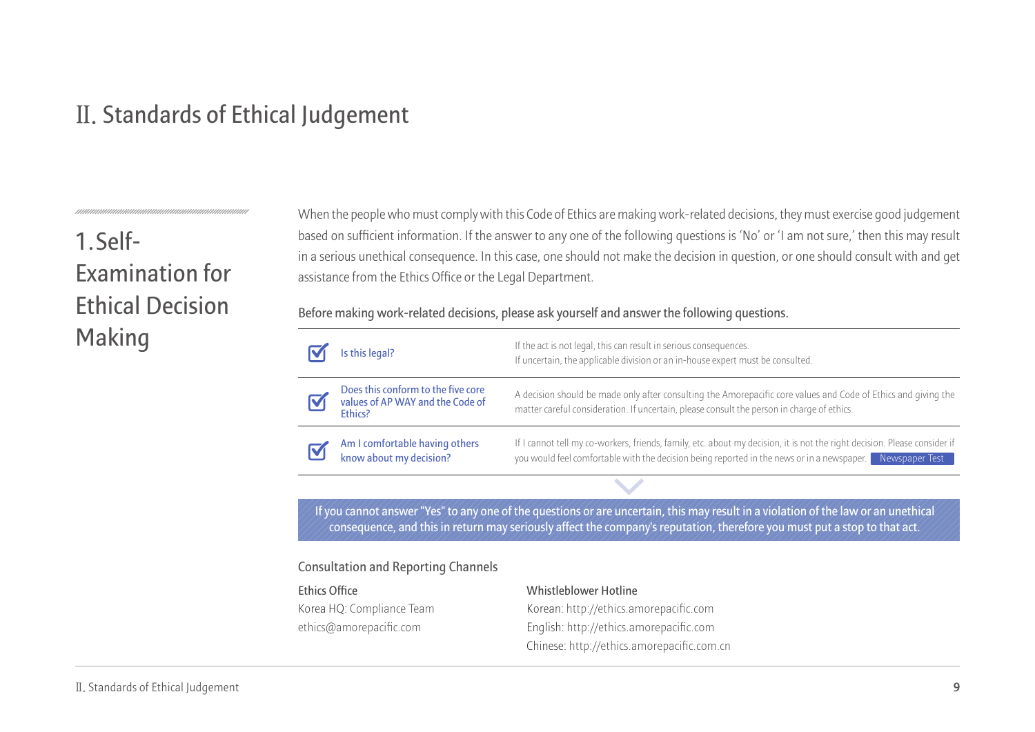# II. Standards of Ethical Judgement

## 1. Self-Examination for Ethical Decision Making

When the people who must comply with this Code of Ethics are making work-related decisions, they must exercise good judgement based on sufficient information. If the answer to any one of the following questions is 'No' or 'I am not sure,' then this may result in a serious unethical consequence. In this case, one should not make the decision in question, or one should consult with and get assistance from the Ethics Office or the Legal Department.

Before making work-related decisions, please ask yourself and answer the following questions.

| | Question | Guidance |
|---|---|---|
| ☑ | Is this legal? | If the act is not legal, this can result in serious consequences.<br>If uncertain, the applicable division or an in-house expert must be consulted. |
| ☑ | Does this conform to the five core values of AP WAY and the Code of Ethics? | A decision should be made only after consulting the Amorepacific core values and Code of Ethics and giving the matter careful consideration. If uncertain, please consult the person in charge of ethics. |
| ☑ | Am I comfortable having others know about my decision? | If I cannot tell my co-workers, friends, family, etc. about my decision, it is not the right decision. Please consider if you would feel comfortable with the decision being reported in the news or in a newspaper. Newspaper Test |

If you cannot answer "Yes" to any one of the questions or are uncertain, this may result in a violation of the law or an unethical consequence, and this in return may seriously affect the company's reputation, therefore you must put a stop to that act.

### Consultation and Reporting Channels

**Ethics Office**

Korea HQ: Compliance Team
ethics@amorepacific.com

**Whistleblower Hotline**

Korean: http://ethics.amorepacific.com
English: http://ethics.amorepacific.com
Chinese: http://ethics.amorepacific.com.cn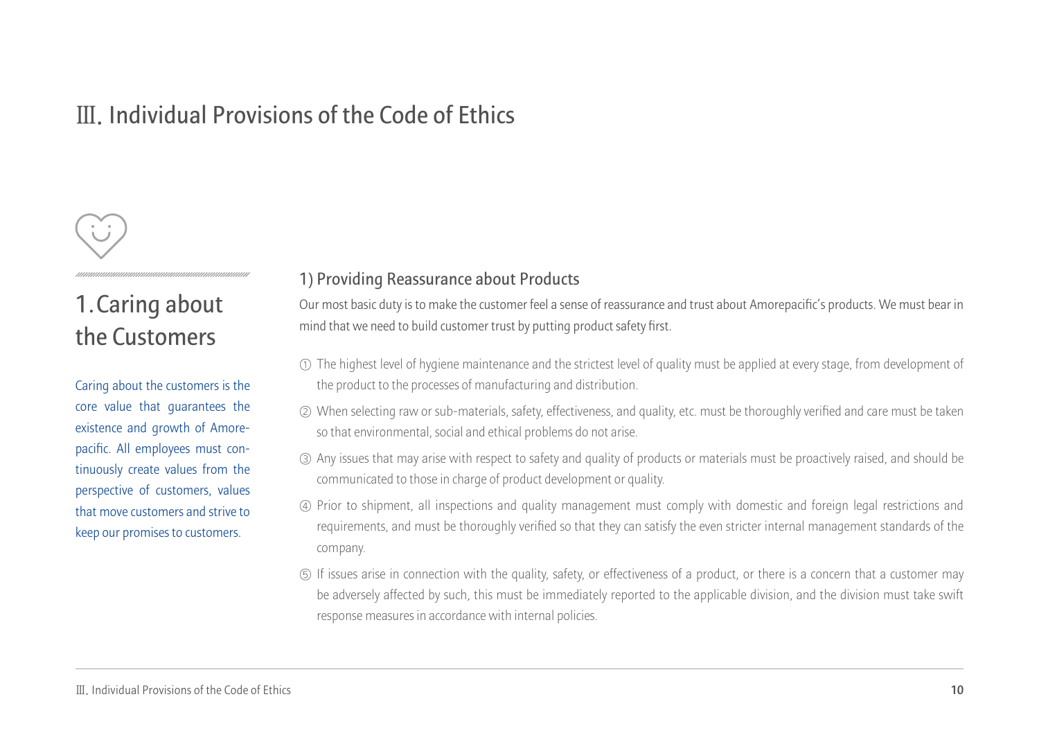# Ⅲ. Individual Provisions of the Code of Ethics

## 1. Caring about the Customers

Caring about the customers is the core value that guarantees the existence and growth of Amorepacific. All employees must continuously create values from the perspective of customers, values that move customers and strive to keep our promises to customers.

### 1) Providing Reassurance about Products

Our most basic duty is to make the customer feel a sense of reassurance and trust about Amorepacific's products. We must bear in mind that we need to build customer trust by putting product safety first.

① The highest level of hygiene maintenance and the strictest level of quality must be applied at every stage, from development of the product to the processes of manufacturing and distribution.

② When selecting raw or sub-materials, safety, effectiveness, and quality, etc. must be thoroughly verified and care must be taken so that environmental, social and ethical problems do not arise.

③ Any issues that may arise with respect to safety and quality of products or materials must be proactively raised, and should be communicated to those in charge of product development or quality.

④ Prior to shipment, all inspections and quality management must comply with domestic and foreign legal restrictions and requirements, and must be thoroughly verified so that they can satisfy the even stricter internal management standards of the company.

⑤ If issues arise in connection with the quality, safety, or effectiveness of a product, or there is a concern that a customer may be adversely affected by such, this must be immediately reported to the applicable division, and the division must take swift response measures in accordance with internal policies.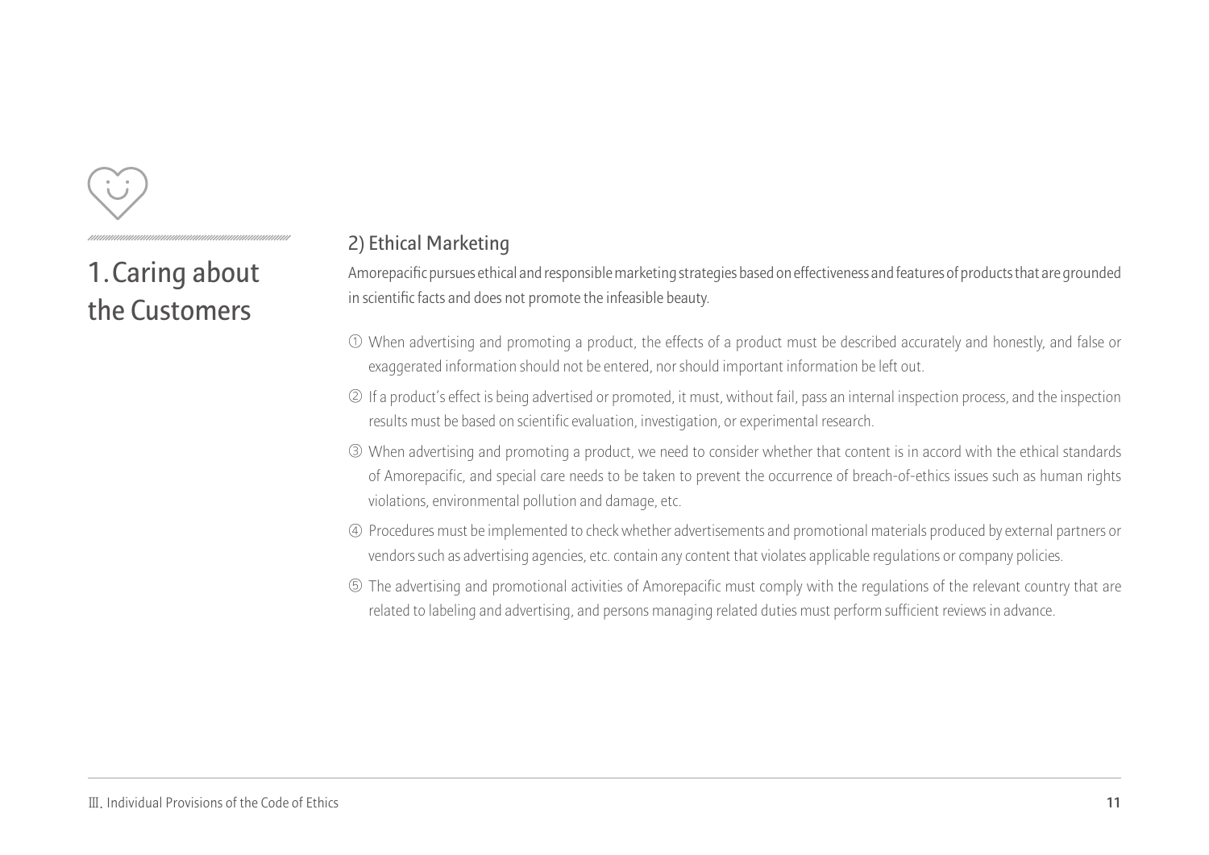# 1. Caring about the Customers

## 2) Ethical Marketing

Amorepacific pursues ethical and responsible marketing strategies based on effectiveness and features of products that are grounded in scientific facts and does not promote the infeasible beauty.

① When advertising and promoting a product, the effects of a product must be described accurately and honestly, and false or exaggerated information should not be entered, nor should important information be left out.

② If a product's effect is being advertised or promoted, it must, without fail, pass an internal inspection process, and the inspection results must be based on scientific evaluation, investigation, or experimental research.

③ When advertising and promoting a product, we need to consider whether that content is in accord with the ethical standards of Amorepacific, and special care needs to be taken to prevent the occurrence of breach-of-ethics issues such as human rights violations, environmental pollution and damage, etc.

④ Procedures must be implemented to check whether advertisements and promotional materials produced by external partners or vendors such as advertising agencies, etc. contain any content that violates applicable regulations or company policies.

⑤ The advertising and promotional activities of Amorepacific must comply with the regulations of the relevant country that are related to labeling and advertising, and persons managing related duties must perform sufficient reviews in advance.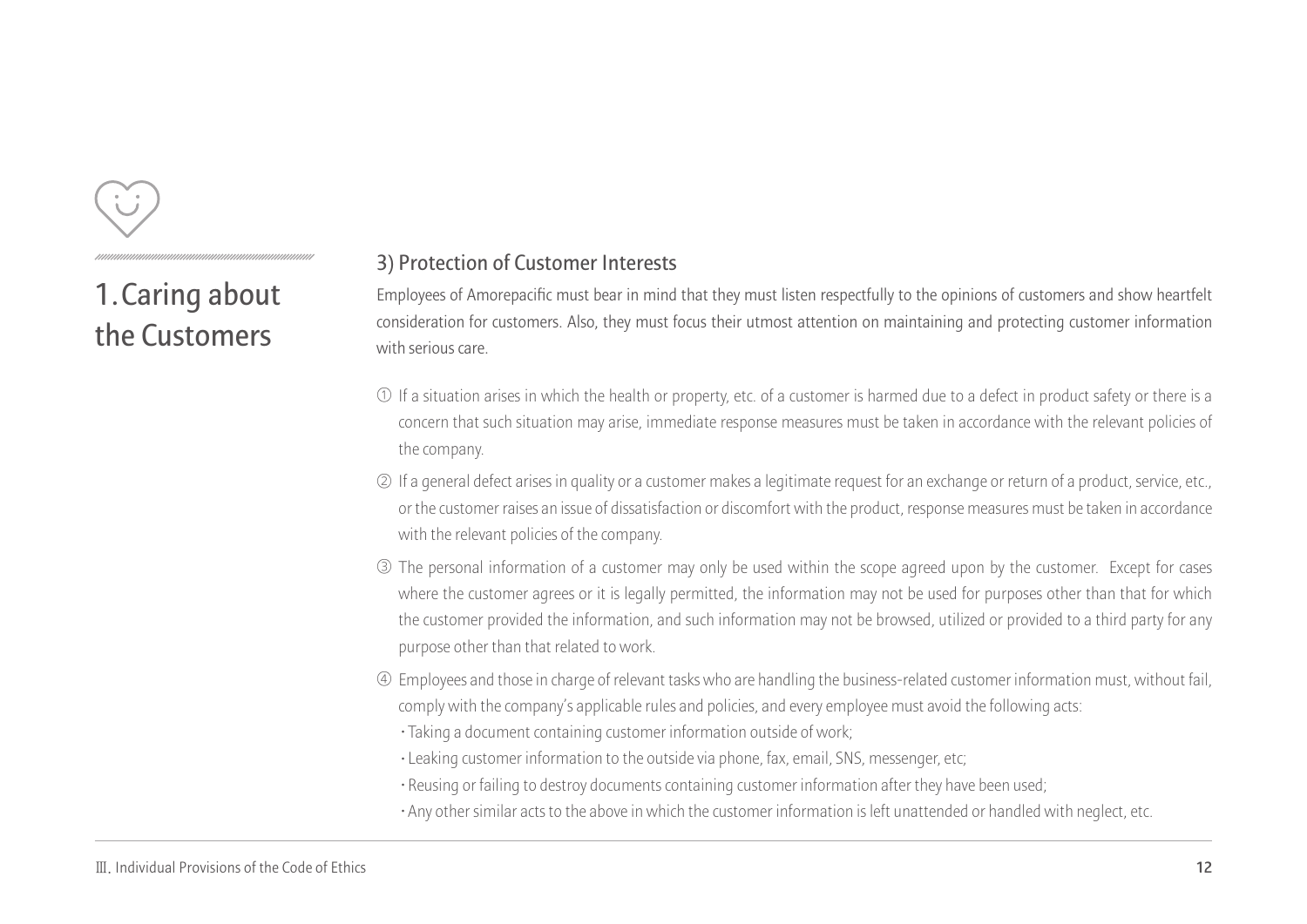# 1.Caring about the Customers

### 3) Protection of Customer Interests

Employees of Amorepacific must bear in mind that they must listen respectfully to the opinions of customers and show heartfelt consideration for customers. Also, they must focus their utmost attention on maintaining and protecting customer information with serious care.

① If a situation arises in which the health or property, etc. of a customer is harmed due to a defect in product safety or there is a concern that such situation may arise, immediate response measures must be taken in accordance with the relevant policies of the company.

② If a general defect arises in quality or a customer makes a legitimate request for an exchange or return of a product, service, etc., or the customer raises an issue of dissatisfaction or discomfort with the product, response measures must be taken in accordance with the relevant policies of the company.

③ The personal information of a customer may only be used within the scope agreed upon by the customer. Except for cases where the customer agrees or it is legally permitted, the information may not be used for purposes other than that for which the customer provided the information, and such information may not be browsed, utilized or provided to a third party for any purpose other than that related to work.

④ Employees and those in charge of relevant tasks who are handling the business-related customer information must, without fail, comply with the company's applicable rules and policies, and every employee must avoid the following acts:

- Taking a document containing customer information outside of work;
- Leaking customer information to the outside via phone, fax, email, SNS, messenger, etc;
- Reusing or failing to destroy documents containing customer information after they have been used;
- Any other similar acts to the above in which the customer information is left unattended or handled with neglect, etc.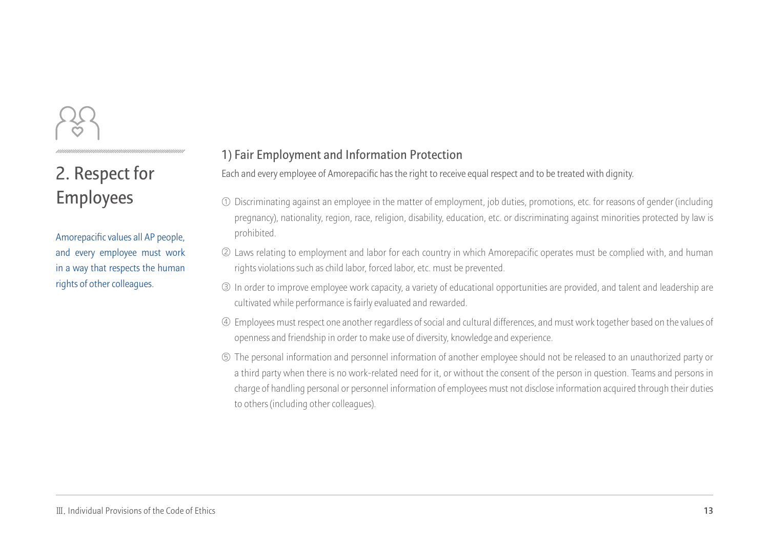## 2. Respect for Employees

Amorepacific values all AP people, and every employee must work in a way that respects the human rights of other colleagues.

### 1) Fair Employment and Information Protection

Each and every employee of Amorepacific has the right to receive equal respect and to be treated with dignity.

① Discriminating against an employee in the matter of employment, job duties, promotions, etc. for reasons of gender (including pregnancy), nationality, region, race, religion, disability, education, etc. or discriminating against minorities protected by law is prohibited.

② Laws relating to employment and labor for each country in which Amorepacific operates must be complied with, and human rights violations such as child labor, forced labor, etc. must be prevented.

③ In order to improve employee work capacity, a variety of educational opportunities are provided, and talent and leadership are cultivated while performance is fairly evaluated and rewarded.

④ Employees must respect one another regardless of social and cultural differences, and must work together based on the values of openness and friendship in order to make use of diversity, knowledge and experience.

⑤ The personal information and personnel information of another employee should not be released to an unauthorized party or a third party when there is no work-related need for it, or without the consent of the person in question. Teams and persons in charge of handling personal or personnel information of employees must not disclose information acquired through their duties to others (including other colleagues).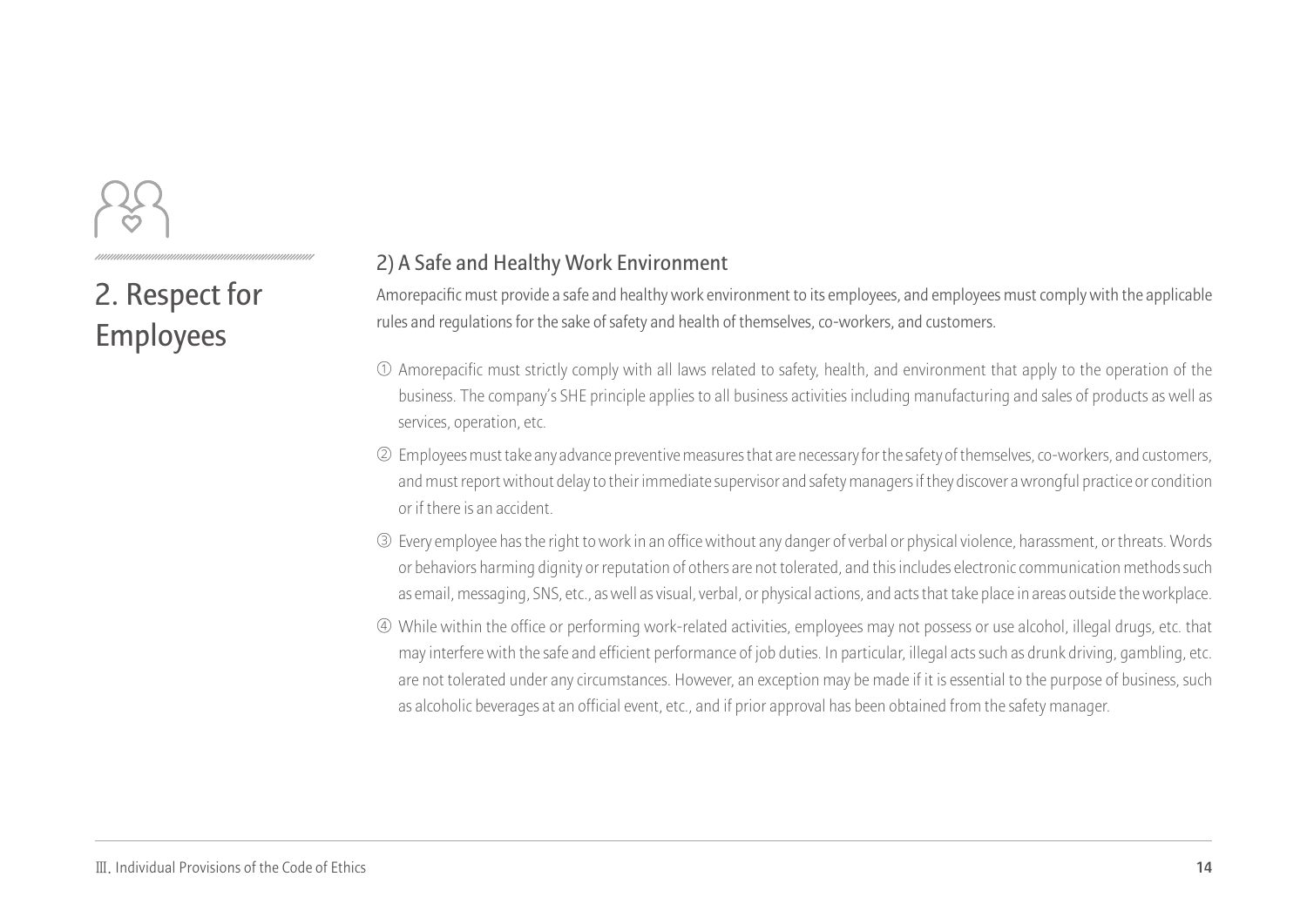# 2. Respect for Employees

## 2) A Safe and Healthy Work Environment

Amorepacific must provide a safe and healthy work environment to its employees, and employees must comply with the applicable rules and regulations for the sake of safety and health of themselves, co-workers, and customers.

① Amorepacific must strictly comply with all laws related to safety, health, and environment that apply to the operation of the business. The company's SHE principle applies to all business activities including manufacturing and sales of products as well as services, operation, etc.

② Employees must take any advance preventive measures that are necessary for the safety of themselves, co-workers, and customers, and must report without delay to their immediate supervisor and safety managers if they discover a wrongful practice or condition or if there is an accident.

③ Every employee has the right to work in an office without any danger of verbal or physical violence, harassment, or threats. Words or behaviors harming dignity or reputation of others are not tolerated, and this includes electronic communication methods such as email, messaging, SNS, etc., as well as visual, verbal, or physical actions, and acts that take place in areas outside the workplace.

④ While within the office or performing work-related activities, employees may not possess or use alcohol, illegal drugs, etc. that may interfere with the safe and efficient performance of job duties. In particular, illegal acts such as drunk driving, gambling, etc. are not tolerated under any circumstances. However, an exception may be made if it is essential to the purpose of business, such as alcoholic beverages at an official event, etc., and if prior approval has been obtained from the safety manager.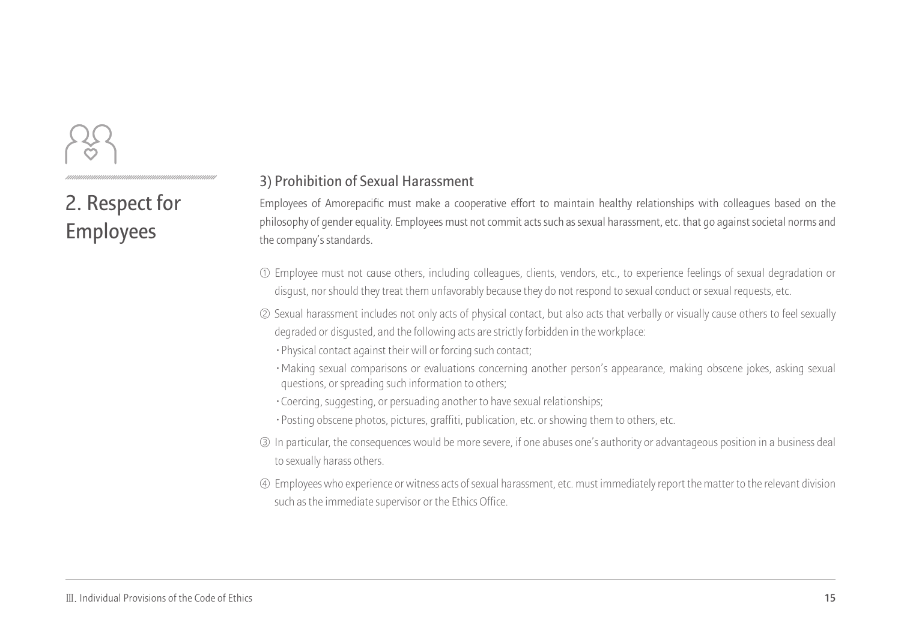## 2. Respect for Employees

### 3) Prohibition of Sexual Harassment

Employees of Amorepacific must make a cooperative effort to maintain healthy relationships with colleagues based on the philosophy of gender equality. Employees must not commit acts such as sexual harassment, etc. that go against societal norms and the company's standards.

① Employee must not cause others, including colleagues, clients, vendors, etc., to experience feelings of sexual degradation or disgust, nor should they treat them unfavorably because they do not respond to sexual conduct or sexual requests, etc.

② Sexual harassment includes not only acts of physical contact, but also acts that verbally or visually cause others to feel sexually degraded or disgusted, and the following acts are strictly forbidden in the workplace:

- Physical contact against their will or forcing such contact;
- Making sexual comparisons or evaluations concerning another person's appearance, making obscene jokes, asking sexual questions, or spreading such information to others;
- Coercing, suggesting, or persuading another to have sexual relationships;
- Posting obscene photos, pictures, graffiti, publication, etc. or showing them to others, etc.

③ In particular, the consequences would be more severe, if one abuses one's authority or advantageous position in a business deal to sexually harass others.

④ Employees who experience or witness acts of sexual harassment, etc. must immediately report the matter to the relevant division such as the immediate supervisor or the Ethics Office.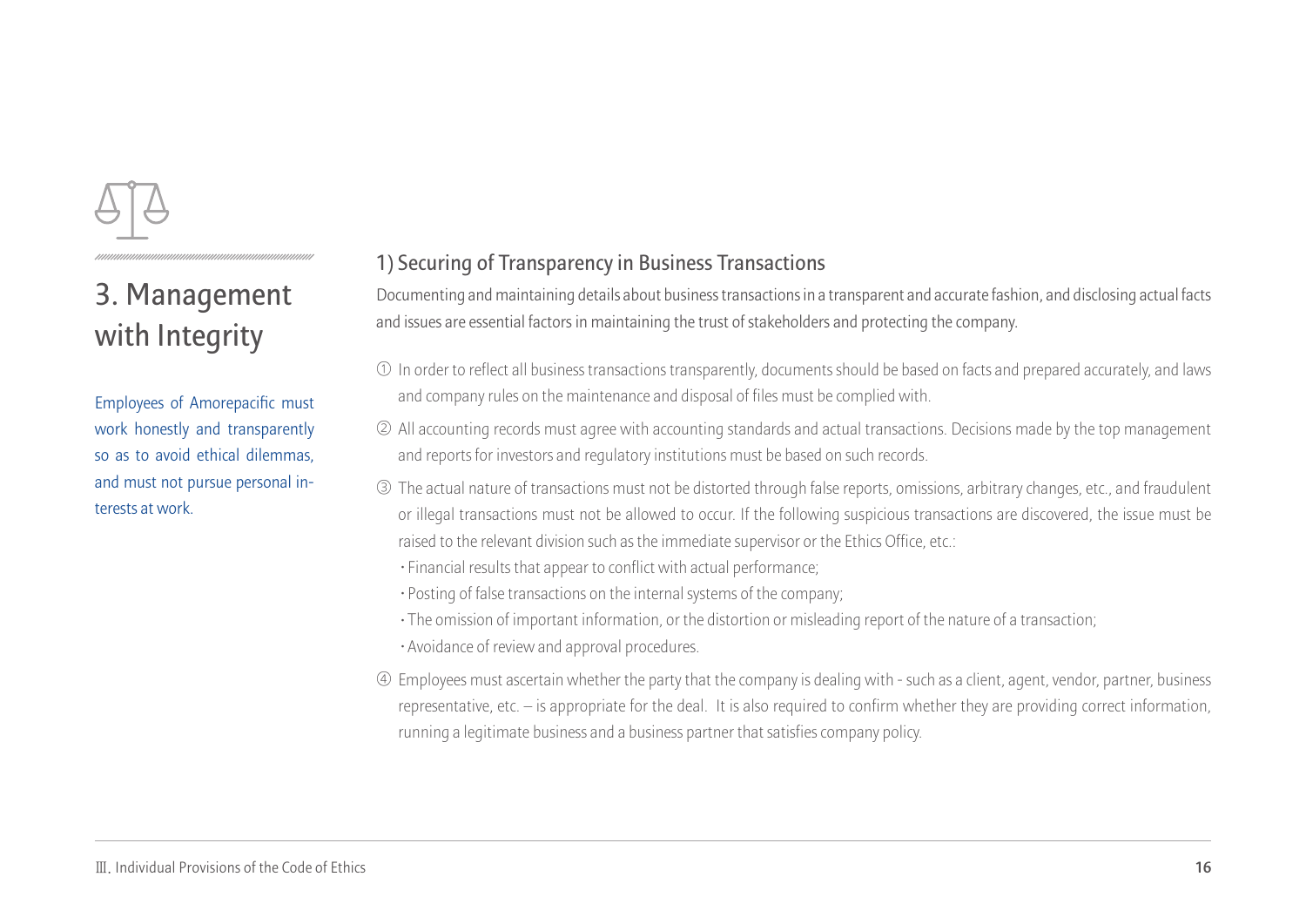# 3. Management with Integrity

Employees of Amorepacific must work honestly and transparently so as to avoid ethical dilemmas, and must not pursue personal interests at work.

## 1) Securing of Transparency in Business Transactions

Documenting and maintaining details about business transactions in a transparent and accurate fashion, and disclosing actual facts and issues are essential factors in maintaining the trust of stakeholders and protecting the company.

① In order to reflect all business transactions transparently, documents should be based on facts and prepared accurately, and laws and company rules on the maintenance and disposal of files must be complied with.

② All accounting records must agree with accounting standards and actual transactions. Decisions made by the top management and reports for investors and regulatory institutions must be based on such records.

③ The actual nature of transactions must not be distorted through false reports, omissions, arbitrary changes, etc., and fraudulent or illegal transactions must not be allowed to occur. If the following suspicious transactions are discovered, the issue must be raised to the relevant division such as the immediate supervisor or the Ethics Office, etc.:

- Financial results that appear to conflict with actual performance;
- Posting of false transactions on the internal systems of the company;
- The omission of important information, or the distortion or misleading report of the nature of a transaction;
- Avoidance of review and approval procedures.

④ Employees must ascertain whether the party that the company is dealing with - such as a client, agent, vendor, partner, business representative, etc. – is appropriate for the deal. It is also required to confirm whether they are providing correct information, running a legitimate business and a business partner that satisfies company policy.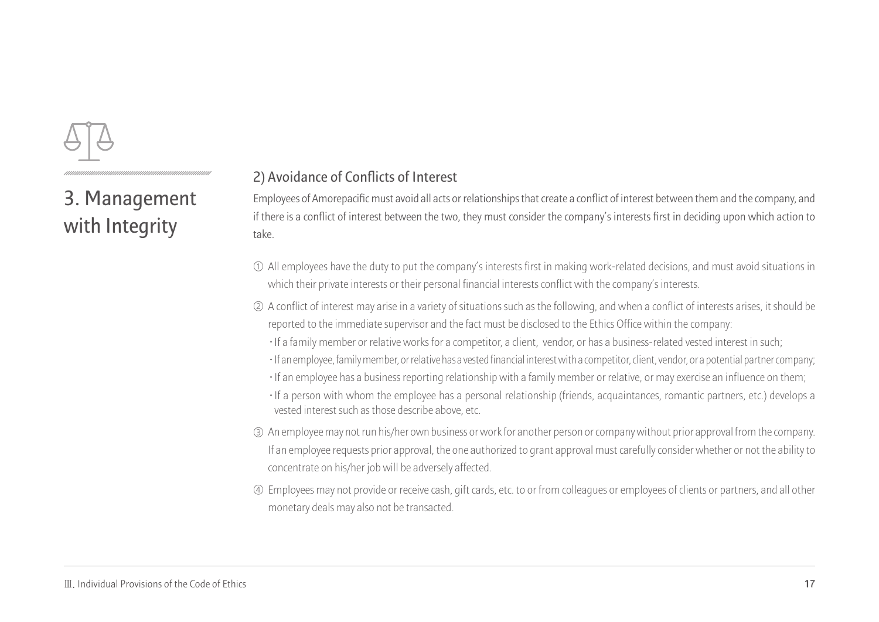# 3. Management with Integrity

## 2) Avoidance of Conflicts of Interest

Employees of Amorepacific must avoid all acts or relationships that create a conflict of interest between them and the company, and if there is a conflict of interest between the two, they must consider the company's interests first in deciding upon which action to take.

① All employees have the duty to put the company's interests first in making work-related decisions, and must avoid situations in which their private interests or their personal financial interests conflict with the company's interests.

② A conflict of interest may arise in a variety of situations such as the following, and when a conflict of interests arises, it should be reported to the immediate supervisor and the fact must be disclosed to the Ethics Office within the company:

- If a family member or relative works for a competitor, a client, vendor, or has a business-related vested interest in such;
- If an employee, family member, or relative has a vested financial interest with a competitor, client, vendor, or a potential partner company;
- If an employee has a business reporting relationship with a family member or relative, or may exercise an influence on them;
- If a person with whom the employee has a personal relationship (friends, acquaintances, romantic partners, etc.) develops a vested interest such as those describe above, etc.

③ An employee may not run his/her own business or work for another person or company without prior approval from the company. If an employee requests prior approval, the one authorized to grant approval must carefully consider whether or not the ability to concentrate on his/her job will be adversely affected.

④ Employees may not provide or receive cash, gift cards, etc. to or from colleagues or employees of clients or partners, and all other monetary deals may also not be transacted.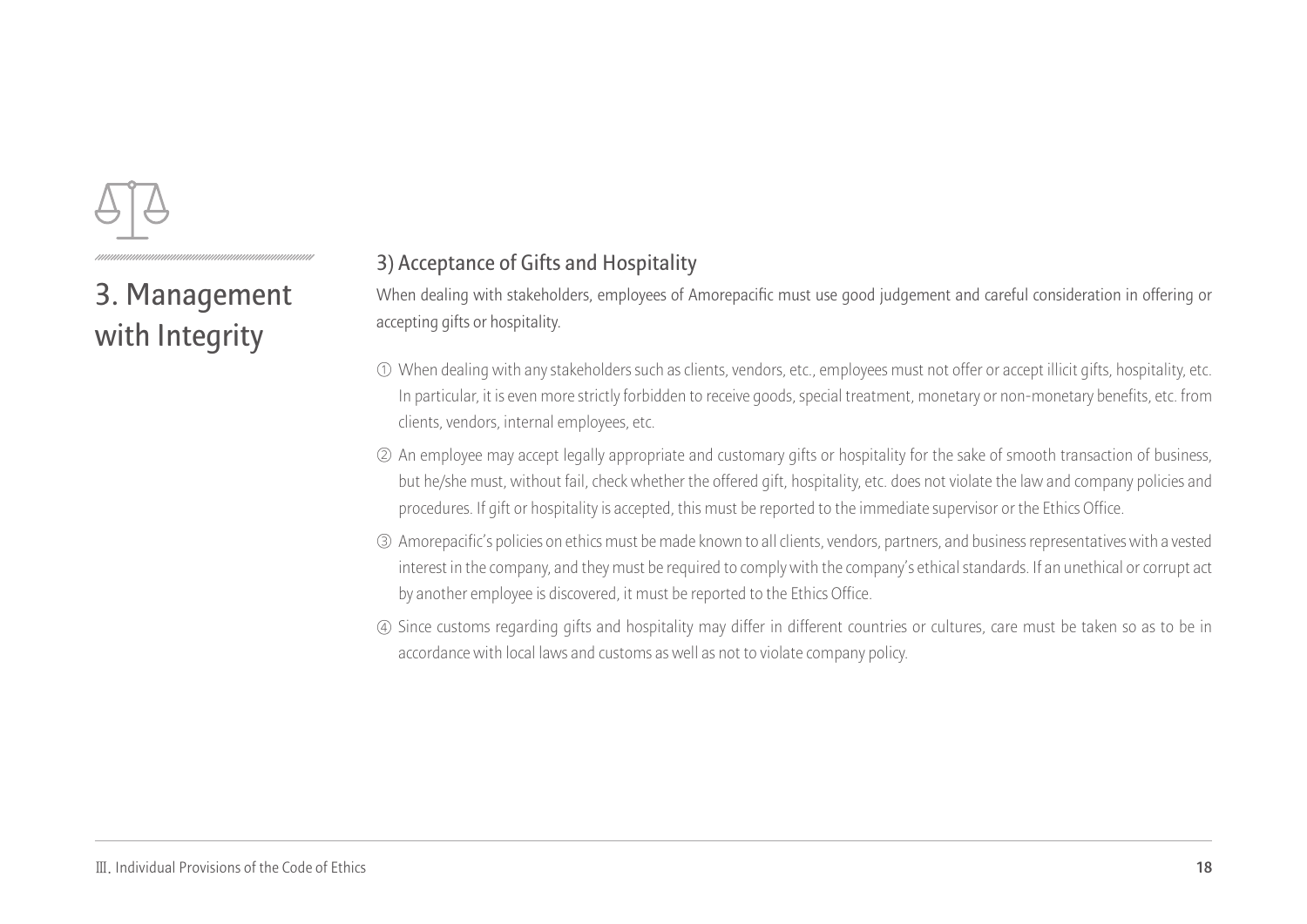# 3. Management with Integrity

### 3) Acceptance of Gifts and Hospitality

When dealing with stakeholders, employees of Amorepacific must use good judgement and careful consideration in offering or accepting gifts or hospitality.

① When dealing with any stakeholders such as clients, vendors, etc., employees must not offer or accept illicit gifts, hospitality, etc. In particular, it is even more strictly forbidden to receive goods, special treatment, monetary or non-monetary benefits, etc. from clients, vendors, internal employees, etc.

② An employee may accept legally appropriate and customary gifts or hospitality for the sake of smooth transaction of business, but he/she must, without fail, check whether the offered gift, hospitality, etc. does not violate the law and company policies and procedures. If gift or hospitality is accepted, this must be reported to the immediate supervisor or the Ethics Office.

③ Amorepacific's policies on ethics must be made known to all clients, vendors, partners, and business representatives with a vested interest in the company, and they must be required to comply with the company's ethical standards. If an unethical or corrupt act by another employee is discovered, it must be reported to the Ethics Office.

④ Since customs regarding gifts and hospitality may differ in different countries or cultures, care must be taken so as to be in accordance with local laws and customs as well as not to violate company policy.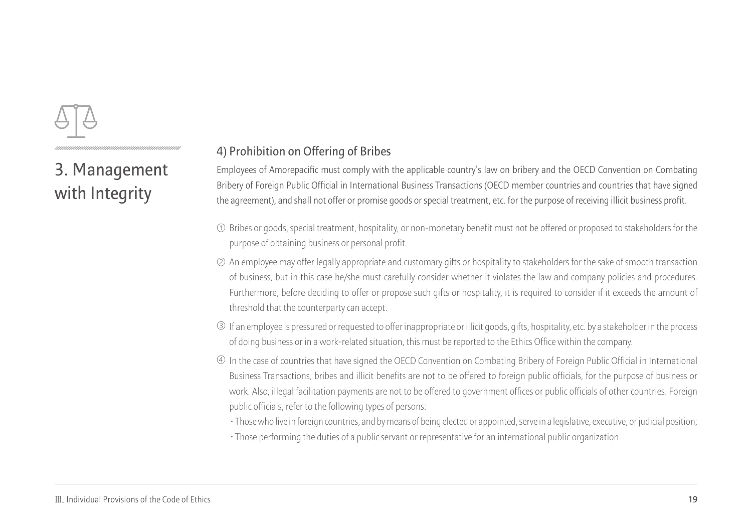# 3. Management with Integrity

### 4) Prohibition on Offering of Bribes

Employees of Amorepacific must comply with the applicable country's law on bribery and the OECD Convention on Combating Bribery of Foreign Public Official in International Business Transactions (OECD member countries and countries that have signed the agreement), and shall not offer or promise goods or special treatment, etc. for the purpose of receiving illicit business profit.

① Bribes or goods, special treatment, hospitality, or non-monetary benefit must not be offered or proposed to stakeholders for the purpose of obtaining business or personal profit.

② An employee may offer legally appropriate and customary gifts or hospitality to stakeholders for the sake of smooth transaction of business, but in this case he/she must carefully consider whether it violates the law and company policies and procedures. Furthermore, before deciding to offer or propose such gifts or hospitality, it is required to consider if it exceeds the amount of threshold that the counterparty can accept.

③ If an employee is pressured or requested to offer inappropriate or illicit goods, gifts, hospitality, etc. by a stakeholder in the process of doing business or in a work-related situation, this must be reported to the Ethics Office within the company.

④ In the case of countries that have signed the OECD Convention on Combating Bribery of Foreign Public Official in International Business Transactions, bribes and illicit benefits are not to be offered to foreign public officials, for the purpose of business or work. Also, illegal facilitation payments are not to be offered to government offices or public officials of other countries. Foreign public officials, refer to the following types of persons:

- Those who live in foreign countries, and by means of being elected or appointed, serve in a legislative, executive, or judicial position;
- Those performing the duties of a public servant or representative for an international public organization.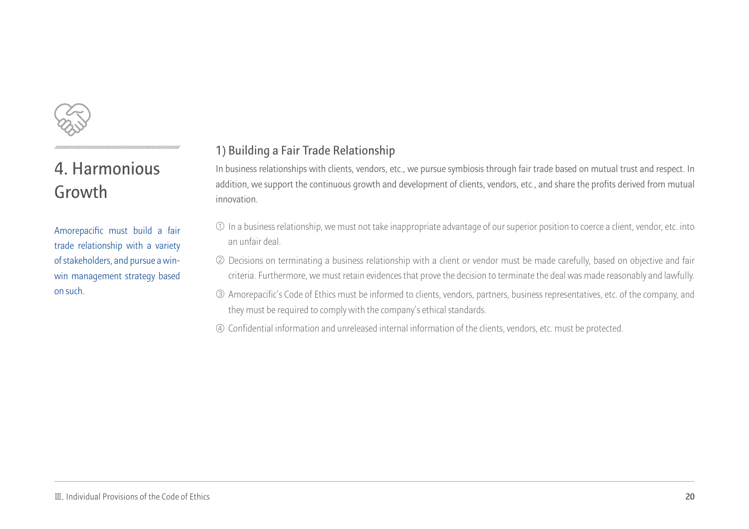# 4. Harmonious Growth

Amorepacific must build a fair trade relationship with a variety of stakeholders, and pursue a win-win management strategy based on such.

## 1) Building a Fair Trade Relationship

In business relationships with clients, vendors, etc., we pursue symbiosis through fair trade based on mutual trust and respect. In addition, we support the continuous growth and development of clients, vendors, etc., and share the profits derived from mutual innovation.

① In a business relationship, we must not take inappropriate advantage of our superior position to coerce a client, vendor, etc. into an unfair deal.

② Decisions on terminating a business relationship with a client or vendor must be made carefully, based on objective and fair criteria. Furthermore, we must retain evidences that prove the decision to terminate the deal was made reasonably and lawfully.

③ Amorepacific's Code of Ethics must be informed to clients, vendors, partners, business representatives, etc. of the company, and they must be required to comply with the company's ethical standards.

④ Confidential information and unreleased internal information of the clients, vendors, etc. must be protected.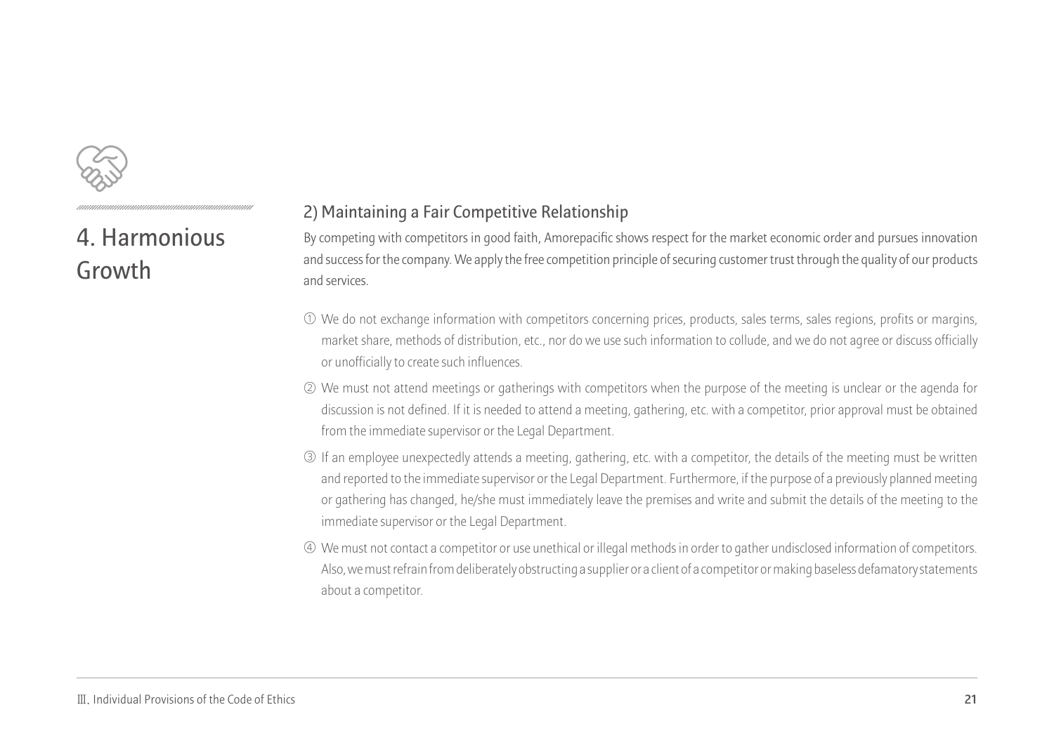# 4. Harmonious Growth

## 2) Maintaining a Fair Competitive Relationship

By competing with competitors in good faith, Amorepacific shows respect for the market economic order and pursues innovation and success for the company. We apply the free competition principle of securing customer trust through the quality of our products and services.

① We do not exchange information with competitors concerning prices, products, sales terms, sales regions, profits or margins, market share, methods of distribution, etc., nor do we use such information to collude, and we do not agree or discuss officially or unofficially to create such influences.

② We must not attend meetings or gatherings with competitors when the purpose of the meeting is unclear or the agenda for discussion is not defined. If it is needed to attend a meeting, gathering, etc. with a competitor, prior approval must be obtained from the immediate supervisor or the Legal Department.

③ If an employee unexpectedly attends a meeting, gathering, etc. with a competitor, the details of the meeting must be written and reported to the immediate supervisor or the Legal Department. Furthermore, if the purpose of a previously planned meeting or gathering has changed, he/she must immediately leave the premises and write and submit the details of the meeting to the immediate supervisor or the Legal Department.

④ We must not contact a competitor or use unethical or illegal methods in order to gather undisclosed information of competitors. Also, we must refrain from deliberately obstructing a supplier or a client of a competitor or making baseless defamatory statements about a competitor.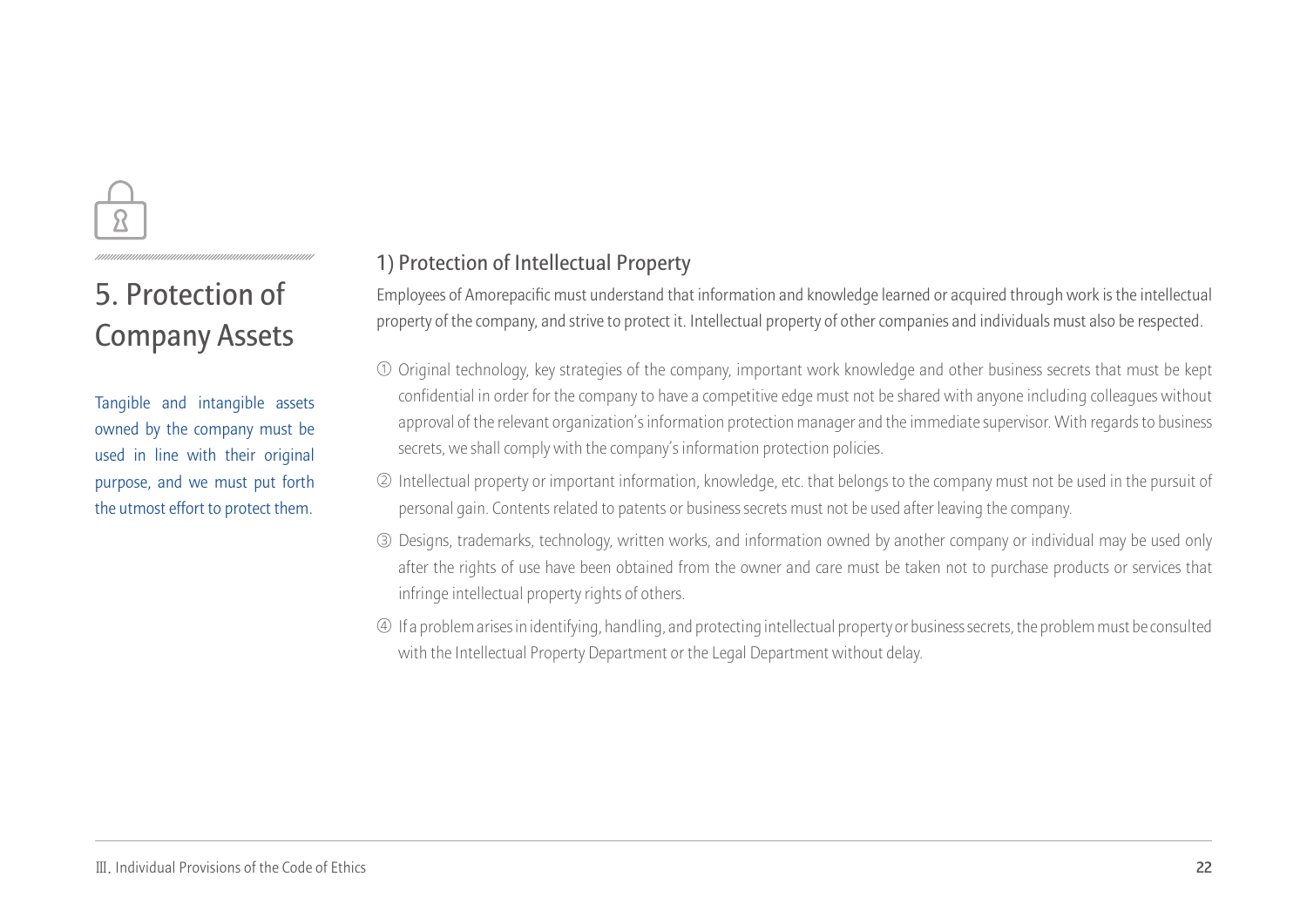# 5. Protection of Company Assets

Tangible and intangible assets owned by the company must be used in line with their original purpose, and we must put forth the utmost effort to protect them.

## 1) Protection of Intellectual Property

Employees of Amorepacific must understand that information and knowledge learned or acquired through work is the intellectual property of the company, and strive to protect it. Intellectual property of other companies and individuals must also be respected.

① Original technology, key strategies of the company, important work knowledge and other business secrets that must be kept confidential in order for the company to have a competitive edge must not be shared with anyone including colleagues without approval of the relevant organization's information protection manager and the immediate supervisor. With regards to business secrets, we shall comply with the company's information protection policies.

② Intellectual property or important information, knowledge, etc. that belongs to the company must not be used in the pursuit of personal gain. Contents related to patents or business secrets must not be used after leaving the company.

③ Designs, trademarks, technology, written works, and information owned by another company or individual may be used only after the rights of use have been obtained from the owner and care must be taken not to purchase products or services that infringe intellectual property rights of others.

④ If a problem arises in identifying, handling, and protecting intellectual property or business secrets, the problem must be consulted with the Intellectual Property Department or the Legal Department without delay.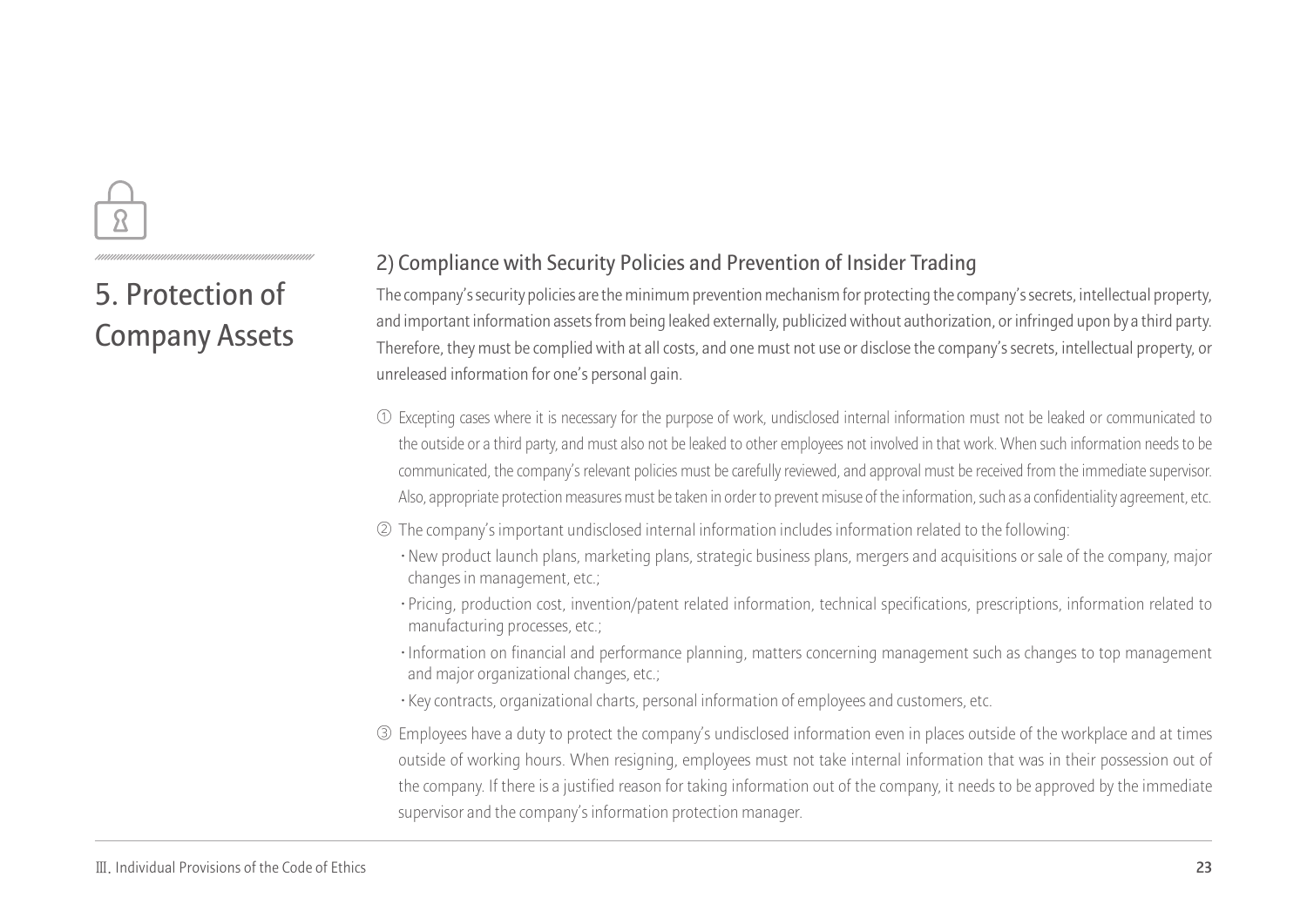# 5. Protection of Company Assets

## 2) Compliance with Security Policies and Prevention of Insider Trading

The company's security policies are the minimum prevention mechanism for protecting the company's secrets, intellectual property, and important information assets from being leaked externally, publicized without authorization, or infringed upon by a third party. Therefore, they must be complied with at all costs, and one must not use or disclose the company's secrets, intellectual property, or unreleased information for one's personal gain.

① Excepting cases where it is necessary for the purpose of work, undisclosed internal information must not be leaked or communicated to the outside or a third party, and must also not be leaked to other employees not involved in that work. When such information needs to be communicated, the company's relevant policies must be carefully reviewed, and approval must be received from the immediate supervisor. Also, appropriate protection measures must be taken in order to prevent misuse of the information, such as a confidentiality agreement, etc.

② The company's important undisclosed internal information includes information related to the following:

- New product launch plans, marketing plans, strategic business plans, mergers and acquisitions or sale of the company, major changes in management, etc.;
- Pricing, production cost, invention/patent related information, technical specifications, prescriptions, information related to manufacturing processes, etc.;
- Information on financial and performance planning, matters concerning management such as changes to top management and major organizational changes, etc.;
- Key contracts, organizational charts, personal information of employees and customers, etc.

③ Employees have a duty to protect the company's undisclosed information even in places outside of the workplace and at times outside of working hours. When resigning, employees must not take internal information that was in their possession out of the company. If there is a justified reason for taking information out of the company, it needs to be approved by the immediate supervisor and the company's information protection manager.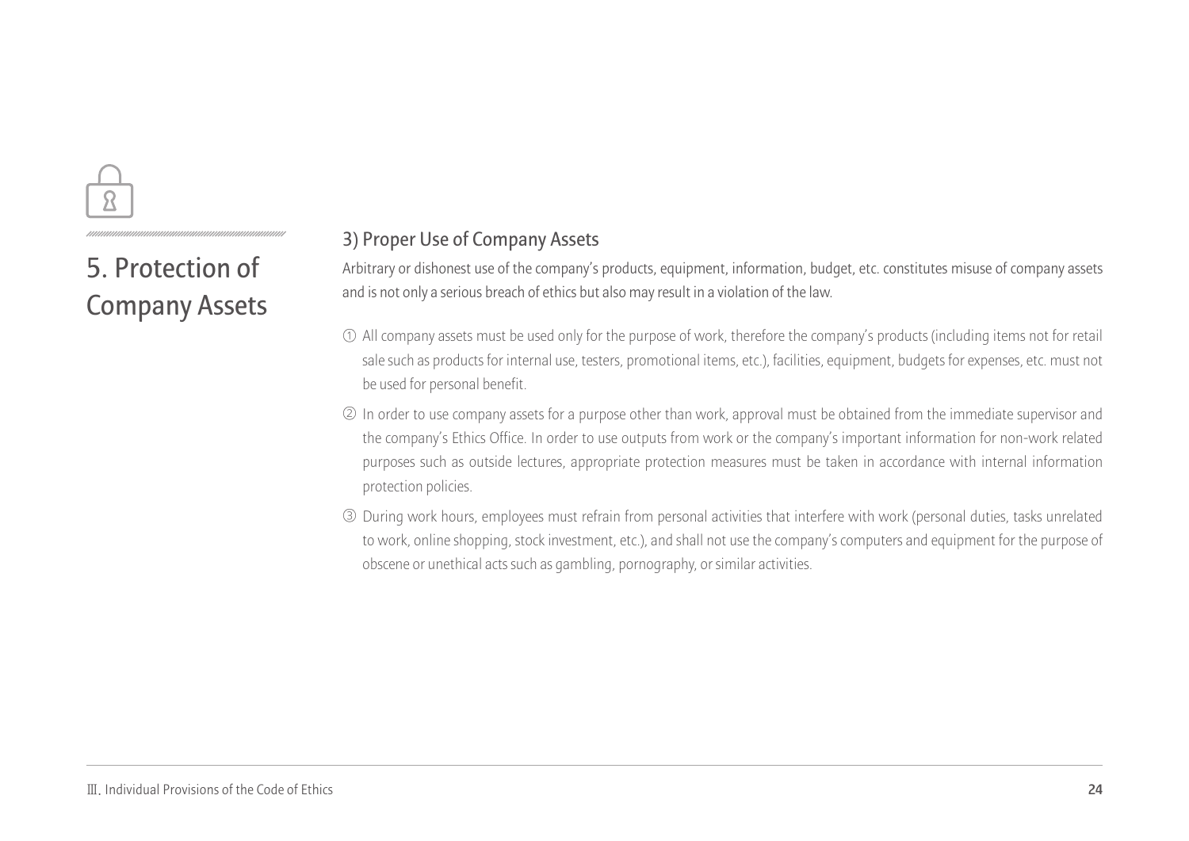# 5. Protection of Company Assets

### 3) Proper Use of Company Assets

Arbitrary or dishonest use of the company's products, equipment, information, budget, etc. constitutes misuse of company assets and is not only a serious breach of ethics but also may result in a violation of the law.

① All company assets must be used only for the purpose of work, therefore the company's products (including items not for retail sale such as products for internal use, testers, promotional items, etc.), facilities, equipment, budgets for expenses, etc. must not be used for personal benefit.

② In order to use company assets for a purpose other than work, approval must be obtained from the immediate supervisor and the company's Ethics Office. In order to use outputs from work or the company's important information for non-work related purposes such as outside lectures, appropriate protection measures must be taken in accordance with internal information protection policies.

③ During work hours, employees must refrain from personal activities that interfere with work (personal duties, tasks unrelated to work, online shopping, stock investment, etc.), and shall not use the company's computers and equipment for the purpose of obscene or unethical acts such as gambling, pornography, or similar activities.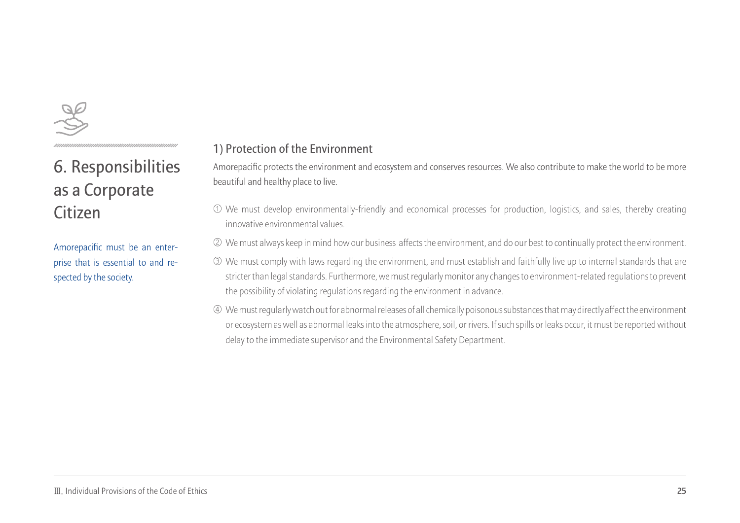# 6. Responsibilities as a Corporate Citizen

Amorepacific must be an enterprise that is essential to and respected by the society.

## 1) Protection of the Environment

Amorepacific protects the environment and ecosystem and conserves resources. We also contribute to make the world to be more beautiful and healthy place to live.

① We must develop environmentally-friendly and economical processes for production, logistics, and sales, thereby creating innovative environmental values.

② We must always keep in mind how our business affects the environment, and do our best to continually protect the environment.

③ We must comply with laws regarding the environment, and must establish and faithfully live up to internal standards that are stricter than legal standards. Furthermore, we must regularly monitor any changes to environment-related regulations to prevent the possibility of violating regulations regarding the environment in advance.

④ We must regularly watch out for abnormal releases of all chemically poisonous substances that may directly affect the environment or ecosystem as well as abnormal leaks into the atmosphere, soil, or rivers. If such spills or leaks occur, it must be reported without delay to the immediate supervisor and the Environmental Safety Department.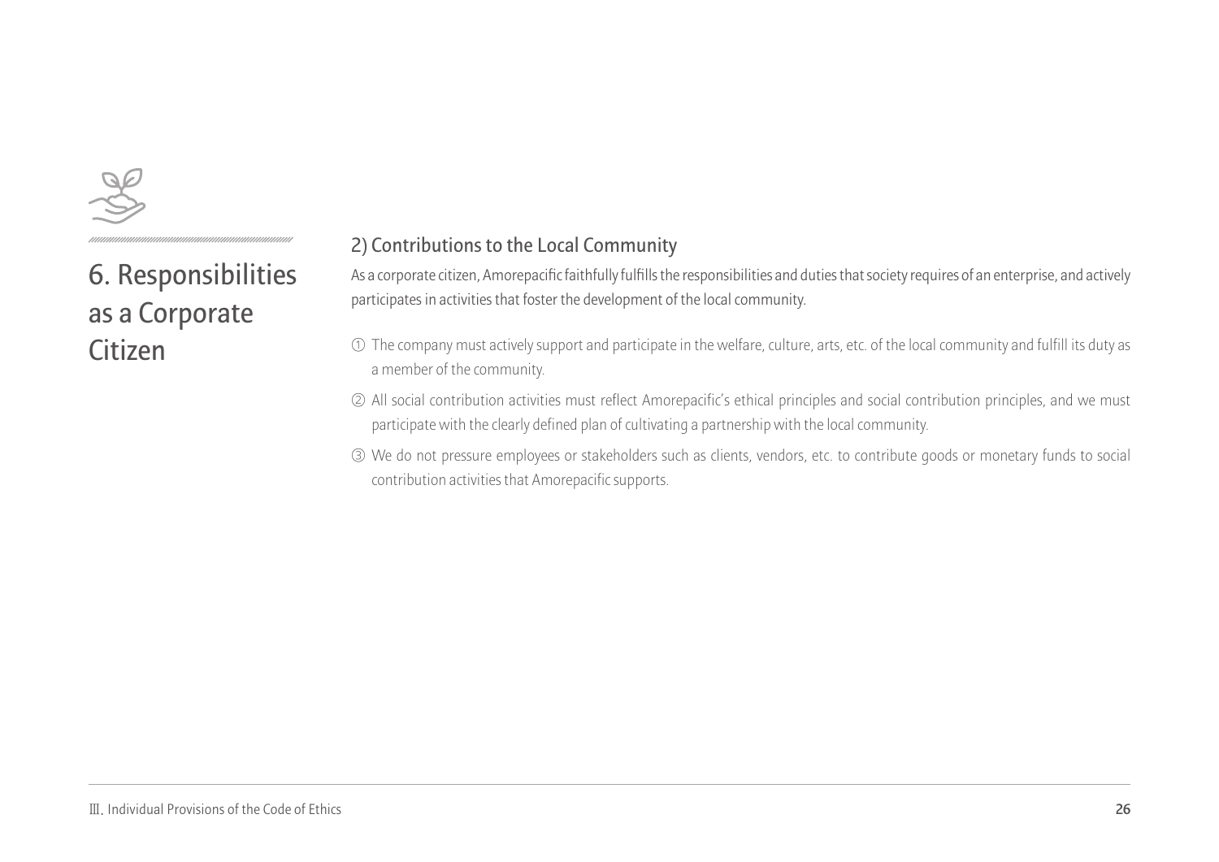# 6. Responsibilities as a Corporate Citizen

## 2) Contributions to the Local Community

As a corporate citizen, Amorepacific faithfully fulfills the responsibilities and duties that society requires of an enterprise, and actively participates in activities that foster the development of the local community.

① The company must actively support and participate in the welfare, culture, arts, etc. of the local community and fulfill its duty as a member of the community.

② All social contribution activities must reflect Amorepacific's ethical principles and social contribution principles, and we must participate with the clearly defined plan of cultivating a partnership with the local community.

③ We do not pressure employees or stakeholders such as clients, vendors, etc. to contribute goods or monetary funds to social contribution activities that Amorepacific supports.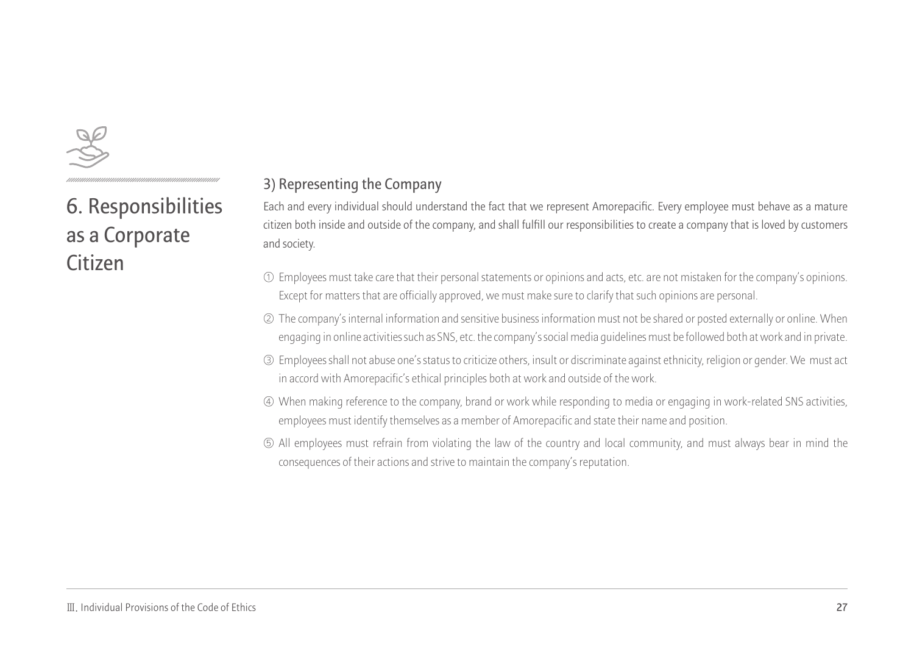# 6. Responsibilities as a Corporate Citizen

### 3) Representing the Company

Each and every individual should understand the fact that we represent Amorepacific. Every employee must behave as a mature citizen both inside and outside of the company, and shall fulfill our responsibilities to create a company that is loved by customers and society.

① Employees must take care that their personal statements or opinions and acts, etc. are not mistaken for the company's opinions. Except for matters that are officially approved, we must make sure to clarify that such opinions are personal.

② The company's internal information and sensitive business information must not be shared or posted externally or online. When engaging in online activities such as SNS, etc. the company's social media guidelines must be followed both at work and in private.

③ Employees shall not abuse one's status to criticize others, insult or discriminate against ethnicity, religion or gender. We must act in accord with Amorepacific's ethical principles both at work and outside of the work.

④ When making reference to the company, brand or work while responding to media or engaging in work-related SNS activities, employees must identify themselves as a member of Amorepacific and state their name and position.

⑤ All employees must refrain from violating the law of the country and local community, and must always bear in mind the consequences of their actions and strive to maintain the company's reputation.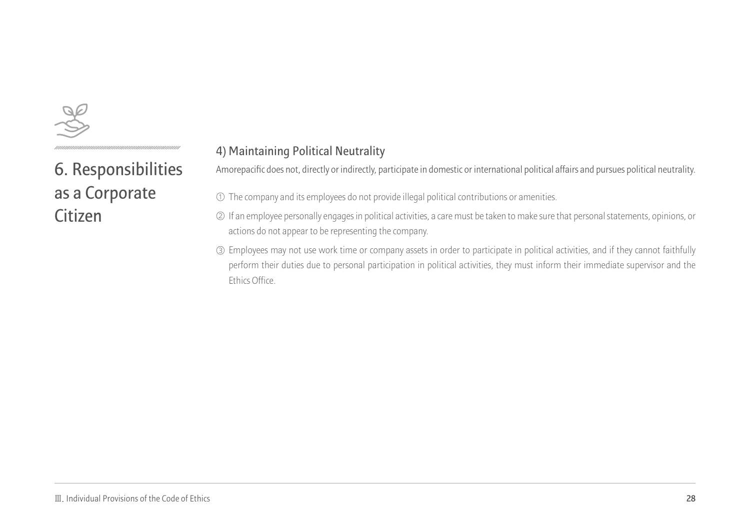# 6. Responsibilities as a Corporate Citizen

### 4) Maintaining Political Neutrality

Amorepacific does not, directly or indirectly, participate in domestic or international political affairs and pursues political neutrality.

① The company and its employees do not provide illegal political contributions or amenities.

② If an employee personally engages in political activities, a care must be taken to make sure that personal statements, opinions, or actions do not appear to be representing the company.

③ Employees may not use work time or company assets in order to participate in political activities, and if they cannot faithfully perform their duties due to personal participation in political activities, they must inform their immediate supervisor and the Ethics Office.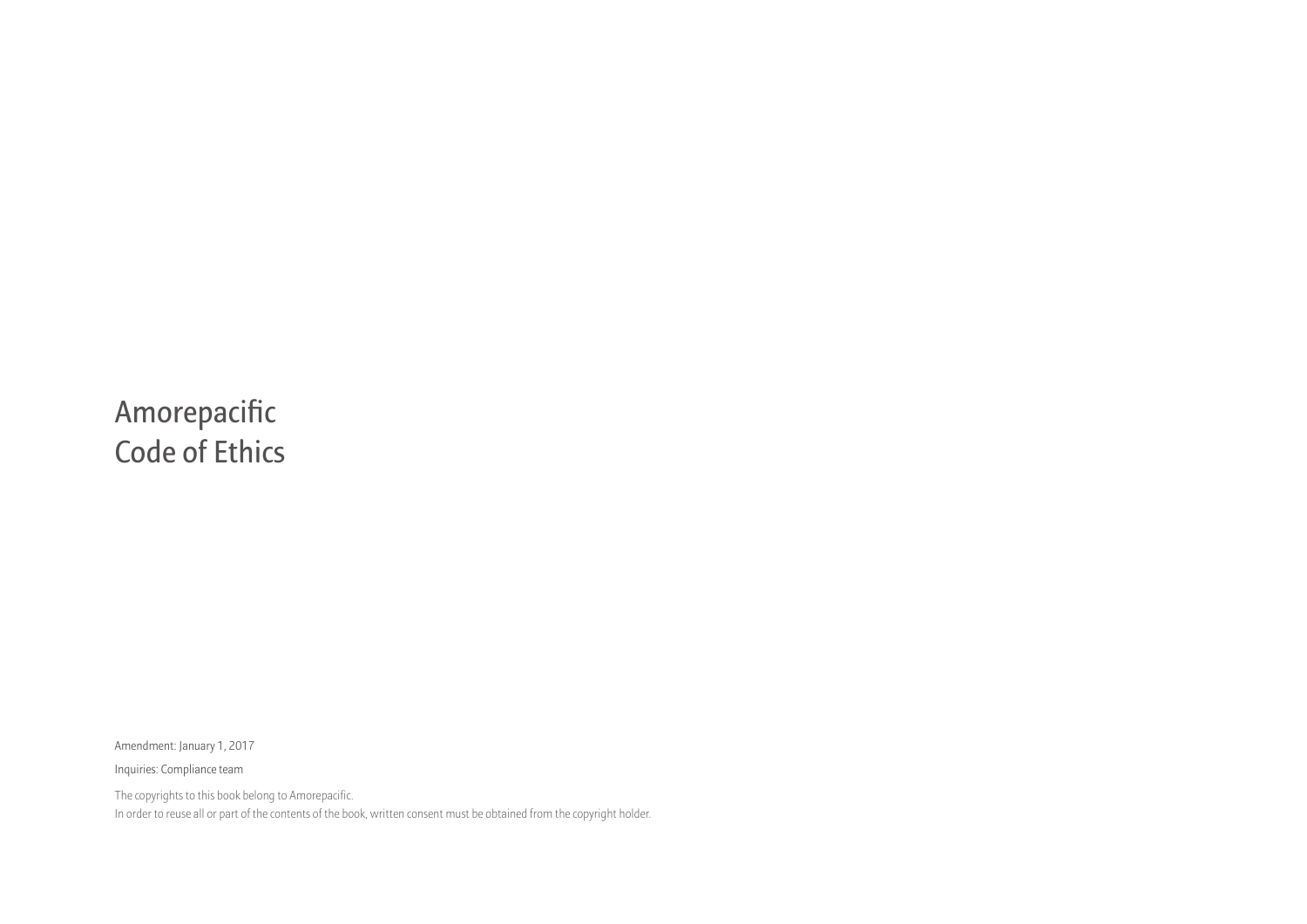# Amorepacific Code of Ethics

Amendment: January 1, 2017

Inquiries: Compliance team

The copyrights to this book belong to Amorepacific.
In order to reuse all or part of the contents of the book, written consent must be obtained from the copyright holder.